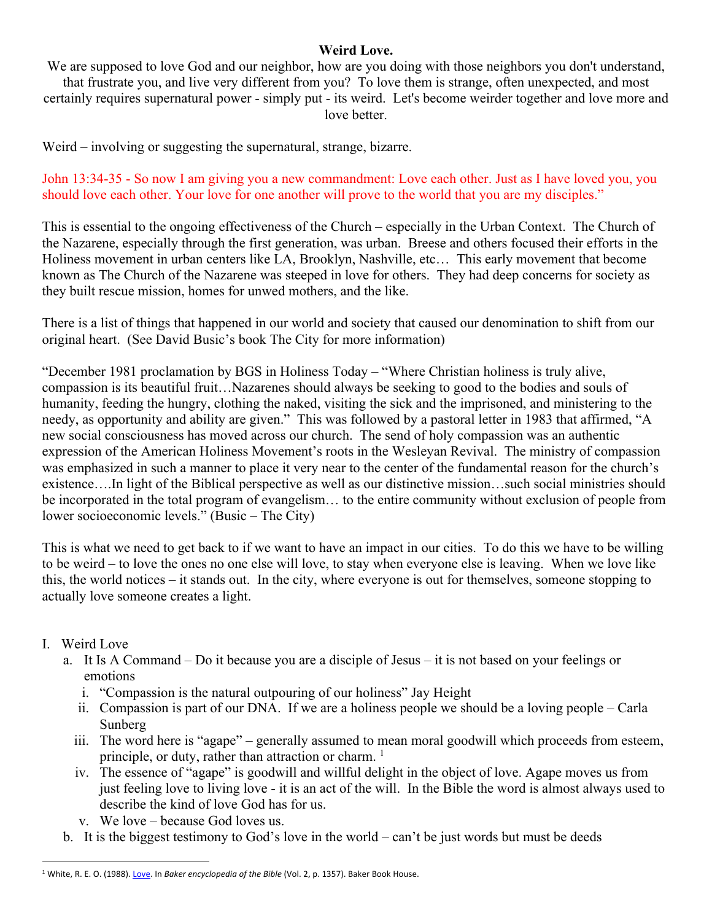**Weird Love.**

We are supposed to love God and our neighbor, how are you doing with those neighbors you don't understand, that frustrate you, and live very different from you? To love them is strange, often unexpected, and most certainly requires supernatural power - simply put - its weird. Let's become weirder together and love more and love better.

Weird – involving or suggesting the supernatural, strange, bizarre.

John 13:34-35 - So now I am giving you a new commandment: Love each other. Just as I have loved you, you should love each other. Your love for one another will prove to the world that you are my disciples."

This is essential to the ongoing effectiveness of the Church – especially in the Urban Context. The Church of the Nazarene, especially through the first generation, was urban. Breese and others focused their efforts in the Holiness movement in urban centers like LA, Brooklyn, Nashville, etc… This early movement that become known as The Church of the Nazarene was steeped in love for others. They had deep concerns for society as they built rescue mission, homes for unwed mothers, and the like.

There is a list of things that happened in our world and society that caused our denomination to shift from our original heart. (See David Busic's book The City for more information)

"December 1981 proclamation by BGS in Holiness Today – "Where Christian holiness is truly alive, compassion is its beautiful fruit…Nazarenes should always be seeking to good to the bodies and souls of humanity, feeding the hungry, clothing the naked, visiting the sick and the imprisoned, and ministering to the needy, as opportunity and ability are given." This was followed by a pastoral letter in 1983 that affirmed, "A new social consciousness has moved across our church. The send of holy compassion was an authentic expression of the American Holiness Movement's roots in the Wesleyan Revival. The ministry of compassion was emphasized in such a manner to place it very near to the center of the fundamental reason for the church's existence….In light of the Biblical perspective as well as our distinctive mission…such social ministries should be incorporated in the total program of evangelism… to the entire community without exclusion of people from lower socioeconomic levels." (Busic – The City)

This is what we need to get back to if we want to have an impact in our cities. To do this we have to be willing to be weird – to love the ones no one else will love, to stay when everyone else is leaving. When we love like this, the world notices – it stands out. In the city, where everyone is out for themselves, someone stopping to actually love someone creates a light.

I. Weird Love
   a. It Is A Command – Do it because you are a disciple of Jesus – it is not based on your feelings or emotions
      i. "Compassion is the natural outpouring of our holiness" Jay Height
      ii. Compassion is part of our DNA. If we are a holiness people we should be a loving people – Carla Sunberg
      iii. The word here is "agape" – generally assumed to mean moral goodwill which proceeds from esteem, principle, or duty, rather than attraction or charm. [1]
      iv. The essence of "agape" is goodwill and willful delight in the object of love. Agape moves us from just feeling love to living love - it is an act of the will. In the Bible the word is almost always used to describe the kind of love God has for us.
      v. We love – because God loves us.
   b. It is the biggest testimony to God's love in the world – can't be just words but must be deeds

[1] White, R. E. O. (1988). Love. In *Baker encyclopedia of the Bible* (Vol. 2, p. 1357). Baker Book House.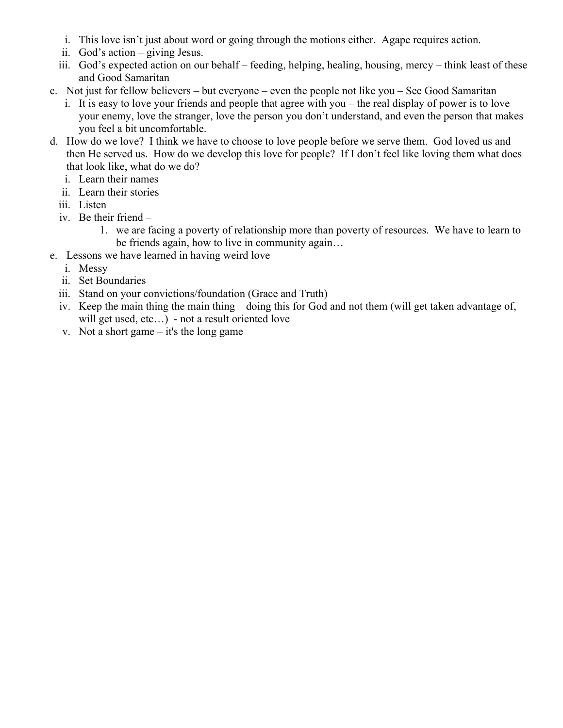i. This love isn't just about word or going through the motions either. Agape requires action.
   ii. God's action – giving Jesus.
   iii. God's expected action on our behalf – feeding, helping, healing, housing, mercy – think least of these and Good Samaritan

c. Not just for fellow believers – but everyone – even the people not like you – See Good Samaritan
   i. It is easy to love your friends and people that agree with you – the real display of power is to love your enemy, love the stranger, love the person you don't understand, and even the person that makes you feel a bit uncomfortable.

d. How do we love? I think we have to choose to love people before we serve them. God loved us and then He served us. How do we develop this love for people? If I don't feel like loving them what does that look like, what do we do?
   i. Learn their names
   ii. Learn their stories
   iii. Listen
   iv. Be their friend –
      1. we are facing a poverty of relationship more than poverty of resources. We have to learn to be friends again, how to live in community again…

e. Lessons we have learned in having weird love
   i. Messy
   ii. Set Boundaries
   iii. Stand on your convictions/foundation (Grace and Truth)
   iv. Keep the main thing the main thing – doing this for God and not them (will get taken advantage of, will get used, etc…) - not a result oriented love
   v. Not a short game – it's the long game